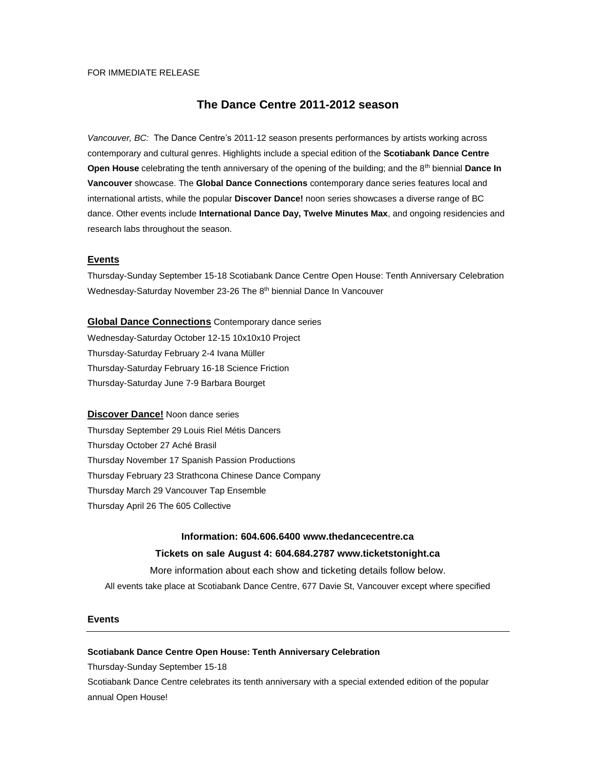FOR IMMEDIATE RELEASE

# The Dance Centre 2011-2012 season

*Vancouver, BC:* The Dance Centre's 2011-12 season presents performances by artists working across contemporary and cultural genres. Highlights include a special edition of the **Scotiabank Dance Centre Open House** celebrating the tenth anniversary of the opening of the building; and the 8th biennial **Dance In Vancouver** showcase. The **Global Dance Connections** contemporary dance series features local and international artists, while the popular **Discover Dance!** noon series showcases a diverse range of BC dance. Other events include **International Dance Day, Twelve Minutes Max**, and ongoing residencies and research labs throughout the season.

**Events**

Thursday-Sunday September 15-18 Scotiabank Dance Centre Open House: Tenth Anniversary Celebration
Wednesday-Saturday November 23-26 The 8th biennial Dance In Vancouver

**Global Dance Connections** Contemporary dance series

Wednesday-Saturday October 12-15 10x10x10 Project
Thursday-Saturday February 2-4 Ivana Müller
Thursday-Saturday February 16-18 Science Friction
Thursday-Saturday June 7-9 Barbara Bourget

**Discover Dance!** Noon dance series

Thursday September 29 Louis Riel Métis Dancers
Thursday October 27 Aché Brasil
Thursday November 17 Spanish Passion Productions
Thursday February 23 Strathcona Chinese Dance Company
Thursday March 29 Vancouver Tap Ensemble
Thursday April 26 The 605 Collective

**Information: 604.606.6400 www.thedancecentre.ca**

**Tickets on sale August 4: 604.684.2787 www.ticketstonight.ca**

More information about each show and ticketing details follow below.

All events take place at Scotiabank Dance Centre, 677 Davie St, Vancouver except where specified

## Events

---

**Scotiabank Dance Centre Open House: Tenth Anniversary Celebration**

Thursday-Sunday September 15-18

Scotiabank Dance Centre celebrates its tenth anniversary with a special extended edition of the popular annual Open House!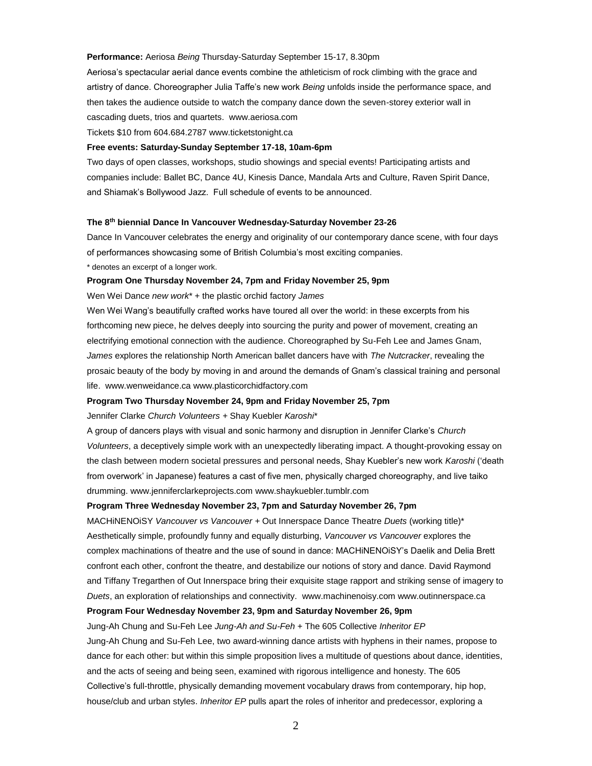**Performance:** Aeriosa *Being* Thursday-Saturday September 15-17, 8.30pm

Aeriosa's spectacular aerial dance events combine the athleticism of rock climbing with the grace and artistry of dance. Choreographer Julia Taffe's new work *Being* unfolds inside the performance space, and then takes the audience outside to watch the company dance down the seven-storey exterior wall in cascading duets, trios and quartets. www.aeriosa.com

Tickets $10 from 604.684.2787 www.ticketstonight.ca

**Free events: Saturday-Sunday September 17-18, 10am-6pm**

Two days of open classes, workshops, studio showings and special events! Participating artists and companies include: Ballet BC, Dance 4U, Kinesis Dance, Mandala Arts and Culture, Raven Spirit Dance, and Shiamak's Bollywood Jazz. Full schedule of events to be announced.

**The 8th biennial Dance In Vancouver Wednesday-Saturday November 23-26**

Dance In Vancouver celebrates the energy and originality of our contemporary dance scene, with four days of performances showcasing some of British Columbia's most exciting companies.

\* denotes an excerpt of a longer work.

**Program One Thursday November 24, 7pm and Friday November 25, 9pm**

Wen Wei Dance *new work*\* + the plastic orchid factory *James*

Wen Wei Wang's beautifully crafted works have toured all over the world: in these excerpts from his forthcoming new piece, he delves deeply into sourcing the purity and power of movement, creating an electrifying emotional connection with the audience. Choreographed by Su-Feh Lee and James Gnam, *James* explores the relationship North American ballet dancers have with *The Nutcracker*, revealing the prosaic beauty of the body by moving in and around the demands of Gnam's classical training and personal life. www.wenweidance.ca www.plasticorchidfactory.com

**Program Two Thursday November 24, 9pm and Friday November 25, 7pm**

Jennifer Clarke *Church Volunteers* + Shay Kuebler *Karoshi*\*

A group of dancers plays with visual and sonic harmony and disruption in Jennifer Clarke's *Church Volunteers*, a deceptively simple work with an unexpectedly liberating impact. A thought-provoking essay on the clash between modern societal pressures and personal needs, Shay Kuebler's new work *Karoshi* ('death from overwork' in Japanese) features a cast of five men, physically charged choreography, and live taiko drumming. www.jenniferclarkeprojects.com www.shaykuebler.tumblr.com

**Program Three Wednesday November 23, 7pm and Saturday November 26, 7pm**

MACHiNENOiSY *Vancouver vs Vancouver* + Out Innerspace Dance Theatre *Duets* (working title)\*

Aesthetically simple, profoundly funny and equally disturbing, *Vancouver vs Vancouver* explores the complex machinations of theatre and the use of sound in dance: MACHiNENOiSY's Daelik and Delia Brett confront each other, confront the theatre, and destabilize our notions of story and dance. David Raymond and Tiffany Tregarthen of Out Innerspace bring their exquisite stage rapport and striking sense of imagery to *Duets*, an exploration of relationships and connectivity. www.machinenoisy.com www.outinnerspace.ca

**Program Four Wednesday November 23, 9pm and Saturday November 26, 9pm**

Jung-Ah Chung and Su-Feh Lee *Jung-Ah and Su-Feh* + The 605 Collective *Inheritor EP*

Jung-Ah Chung and Su-Feh Lee, two award-winning dance artists with hyphens in their names, propose to dance for each other: but within this simple proposition lives a multitude of questions about dance, identities, and the acts of seeing and being seen, examined with rigorous intelligence and honesty. The 605 Collective's full-throttle, physically demanding movement vocabulary draws from contemporary, hip hop, house/club and urban styles. *Inheritor EP* pulls apart the roles of inheritor and predecessor, exploring a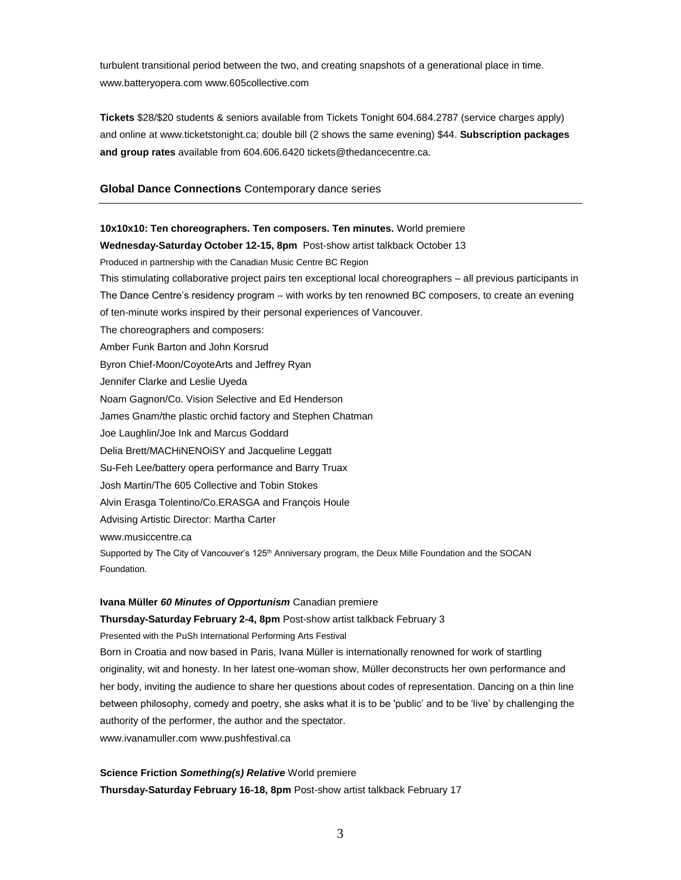turbulent transitional period between the two, and creating snapshots of a generational place in time. www.batteryopera.com www.605collective.com

**Tickets** $28/$20 students & seniors available from Tickets Tonight 604.684.2787 (service charges apply) and online at www.ticketstonight.ca; double bill (2 shows the same evening) $44. **Subscription packages and group rates** available from 604.606.6420 tickets@thedancecentre.ca.

## **Global Dance Connections** Contemporary dance series

---

**10x10x10: Ten choreographers. Ten composers. Ten minutes.** World premiere
**Wednesday-Saturday October 12-15, 8pm** Post-show artist talkback October 13
Produced in partnership with the Canadian Music Centre BC Region
This stimulating collaborative project pairs ten exceptional local choreographers – all previous participants in The Dance Centre's residency program – with works by ten renowned BC composers, to create an evening of ten-minute works inspired by their personal experiences of Vancouver.
The choreographers and composers:
Amber Funk Barton and John Korsrud
Byron Chief-Moon/CoyoteArts and Jeffrey Ryan
Jennifer Clarke and Leslie Uyeda
Noam Gagnon/Co. Vision Selective and Ed Henderson
James Gnam/the plastic orchid factory and Stephen Chatman
Joe Laughlin/Joe Ink and Marcus Goddard
Delia Brett/MACHiNENOiSY and Jacqueline Leggatt
Su-Feh Lee/battery opera performance and Barry Truax
Josh Martin/The 605 Collective and Tobin Stokes
Alvin Erasga Tolentino/Co.ERASGA and François Houle
Advising Artistic Director: Martha Carter
www.musiccentre.ca
Supported by The City of Vancouver's 125th Anniversary program, the Deux Mille Foundation and the SOCAN Foundation.

**Ivana Müller *60 Minutes of Opportunism*** Canadian premiere
**Thursday-Saturday February 2-4, 8pm** Post-show artist talkback February 3
Presented with the PuSh International Performing Arts Festival
Born in Croatia and now based in Paris, Ivana Müller is internationally renowned for work of startling originality, wit and honesty. In her latest one-woman show, Müller deconstructs her own performance and her body, inviting the audience to share her questions about codes of representation. Dancing on a thin line between philosophy, comedy and poetry, she asks what it is to be 'public' and to be 'live' by challenging the authority of the performer, the author and the spectator.
www.ivanamuller.com www.pushfestival.ca

**Science Friction *Something(s) Relative*** World premiere
**Thursday-Saturday February 16-18, 8pm** Post-show artist talkback February 17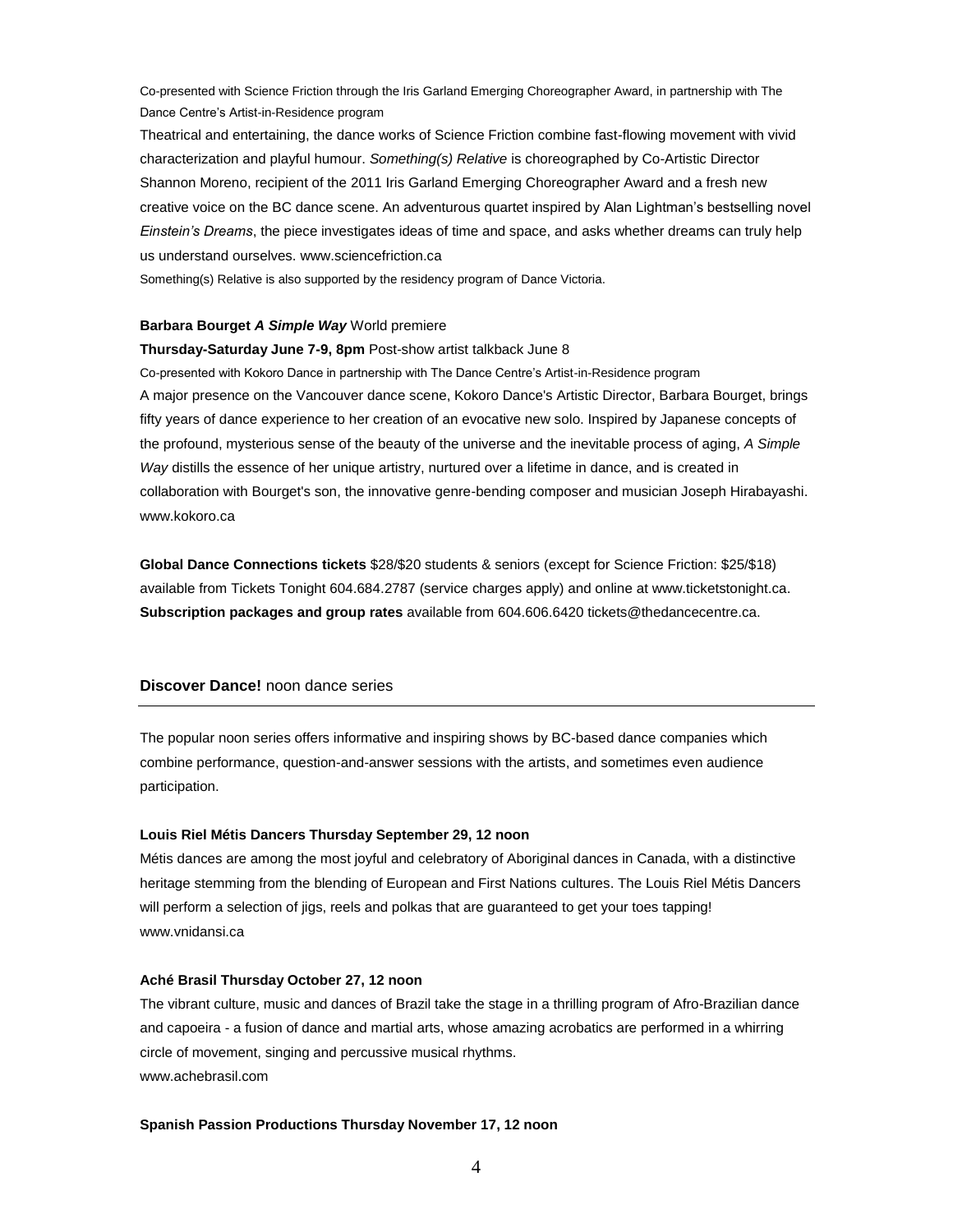Co-presented with Science Friction through the Iris Garland Emerging Choreographer Award, in partnership with The Dance Centre's Artist-in-Residence program

Theatrical and entertaining, the dance works of Science Friction combine fast-flowing movement with vivid characterization and playful humour. *Something(s) Relative* is choreographed by Co-Artistic Director Shannon Moreno, recipient of the 2011 Iris Garland Emerging Choreographer Award and a fresh new creative voice on the BC dance scene. An adventurous quartet inspired by Alan Lightman's bestselling novel *Einstein's Dreams*, the piece investigates ideas of time and space, and asks whether dreams can truly help us understand ourselves. www.sciencefriction.ca

Something(s) Relative is also supported by the residency program of Dance Victoria.

**Barbara Bourget *A Simple Way*** World premiere

**Thursday-Saturday June 7-9, 8pm** Post-show artist talkback June 8

Co-presented with Kokoro Dance in partnership with The Dance Centre's Artist-in-Residence program

A major presence on the Vancouver dance scene, Kokoro Dance's Artistic Director, Barbara Bourget, brings fifty years of dance experience to her creation of an evocative new solo. Inspired by Japanese concepts of the profound, mysterious sense of the beauty of the universe and the inevitable process of aging, *A Simple Way* distills the essence of her unique artistry, nurtured over a lifetime in dance, and is created in collaboration with Bourget's son, the innovative genre-bending composer and musician Joseph Hirabayashi. www.kokoro.ca

**Global Dance Connections tickets** $28/$20 students & seniors (except for Science Friction: $25/$18) available from Tickets Tonight 604.684.2787 (service charges apply) and online at www.ticketstonight.ca.
**Subscription packages and group rates** available from 604.606.6420 tickets@thedancecentre.ca.

## **Discover Dance!** noon dance series

The popular noon series offers informative and inspiring shows by BC-based dance companies which combine performance, question-and-answer sessions with the artists, and sometimes even audience participation.

**Louis Riel Métis Dancers Thursday September 29, 12 noon**

Métis dances are among the most joyful and celebratory of Aboriginal dances in Canada, with a distinctive heritage stemming from the blending of European and First Nations cultures. The Louis Riel Métis Dancers will perform a selection of jigs, reels and polkas that are guaranteed to get your toes tapping! www.vnidansi.ca

**Aché Brasil Thursday October 27, 12 noon**

The vibrant culture, music and dances of Brazil take the stage in a thrilling program of Afro-Brazilian dance and capoeira - a fusion of dance and martial arts, whose amazing acrobatics are performed in a whirring circle of movement, singing and percussive musical rhythms.
www.achebrasil.com

**Spanish Passion Productions Thursday November 17, 12 noon**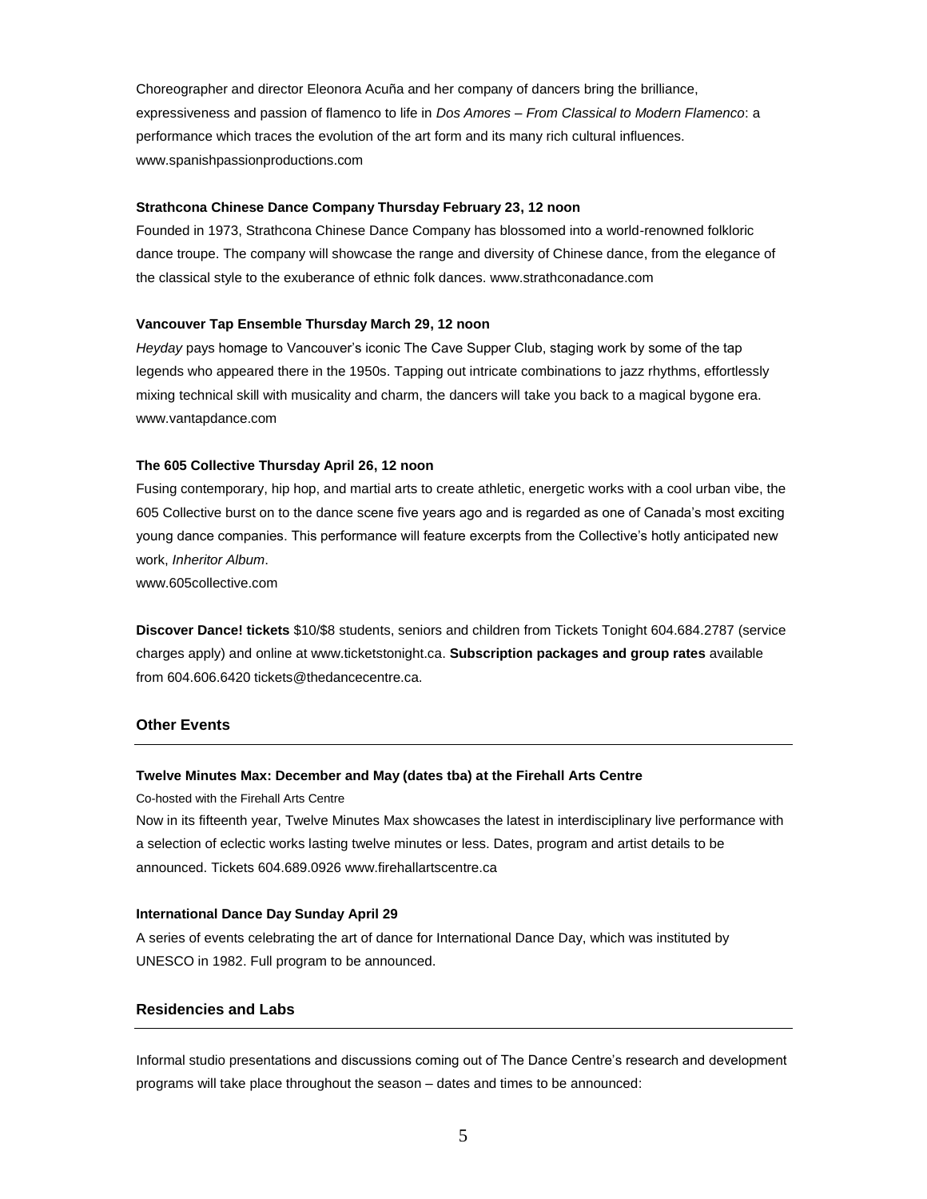Choreographer and director Eleonora Acuña and her company of dancers bring the brilliance, expressiveness and passion of flamenco to life in *Dos Amores – From Classical to Modern Flamenco*: a performance which traces the evolution of the art form and its many rich cultural influences. www.spanishpassionproductions.com

**Strathcona Chinese Dance Company Thursday February 23, 12 noon**

Founded in 1973, Strathcona Chinese Dance Company has blossomed into a world-renowned folkloric dance troupe. The company will showcase the range and diversity of Chinese dance, from the elegance of the classical style to the exuberance of ethnic folk dances. www.strathconadance.com

**Vancouver Tap Ensemble Thursday March 29, 12 noon**

*Heyday* pays homage to Vancouver's iconic The Cave Supper Club, staging work by some of the tap legends who appeared there in the 1950s. Tapping out intricate combinations to jazz rhythms, effortlessly mixing technical skill with musicality and charm, the dancers will take you back to a magical bygone era. www.vantapdance.com

**The 605 Collective Thursday April 26, 12 noon**

Fusing contemporary, hip hop, and martial arts to create athletic, energetic works with a cool urban vibe, the 605 Collective burst on to the dance scene five years ago and is regarded as one of Canada's most exciting young dance companies. This performance will feature excerpts from the Collective's hotly anticipated new work, *Inheritor Album*.
www.605collective.com

**Discover Dance! tickets** $10/$8 students, seniors and children from Tickets Tonight 604.684.2787 (service charges apply) and online at www.ticketstonight.ca. **Subscription packages and group rates** available from 604.606.6420 tickets@thedancecentre.ca.

## Other Events

**Twelve Minutes Max: December and May (dates tba) at the Firehall Arts Centre**

Co-hosted with the Firehall Arts Centre

Now in its fifteenth year, Twelve Minutes Max showcases the latest in interdisciplinary live performance with a selection of eclectic works lasting twelve minutes or less. Dates, program and artist details to be announced. Tickets 604.689.0926 www.firehallartscentre.ca

**International Dance Day Sunday April 29**

A series of events celebrating the art of dance for International Dance Day, which was instituted by UNESCO in 1982. Full program to be announced.

## Residencies and Labs

Informal studio presentations and discussions coming out of The Dance Centre's research and development programs will take place throughout the season – dates and times to be announced: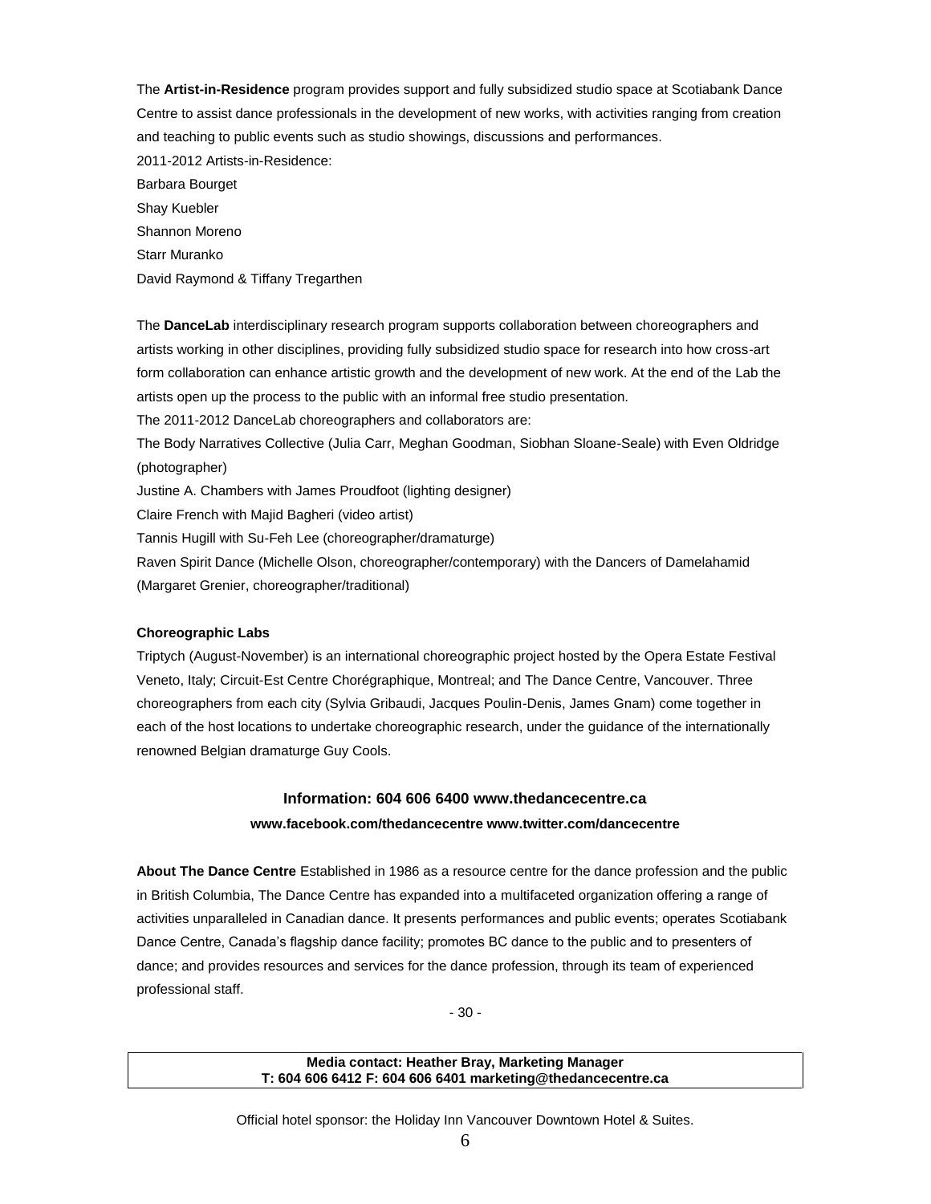The **Artist-in-Residence** program provides support and fully subsidized studio space at Scotiabank Dance Centre to assist dance professionals in the development of new works, with activities ranging from creation and teaching to public events such as studio showings, discussions and performances.

2011-2012 Artists-in-Residence:

Barbara Bourget

Shay Kuebler

Shannon Moreno

Starr Muranko

David Raymond & Tiffany Tregarthen

The **DanceLab** interdisciplinary research program supports collaboration between choreographers and artists working in other disciplines, providing fully subsidized studio space for research into how cross-art form collaboration can enhance artistic growth and the development of new work. At the end of the Lab the artists open up the process to the public with an informal free studio presentation.

The 2011-2012 DanceLab choreographers and collaborators are:

The Body Narratives Collective (Julia Carr, Meghan Goodman, Siobhan Sloane-Seale) with Even Oldridge (photographer)

Justine A. Chambers with James Proudfoot (lighting designer)

Claire French with Majid Bagheri (video artist)

Tannis Hugill with Su-Feh Lee (choreographer/dramaturge)

Raven Spirit Dance (Michelle Olson, choreographer/contemporary) with the Dancers of Damelahamid (Margaret Grenier, choreographer/traditional)

**Choreographic Labs**

Triptych (August-November) is an international choreographic project hosted by the Opera Estate Festival Veneto, Italy; Circuit-Est Centre Chorégraphique, Montreal; and The Dance Centre, Vancouver. Three choreographers from each city (Sylvia Gribaudi, Jacques Poulin-Denis, James Gnam) come together in each of the host locations to undertake choreographic research, under the guidance of the internationally renowned Belgian dramaturge Guy Cools.

**Information: 604 606 6400 www.thedancecentre.ca**

**www.facebook.com/thedancecentre www.twitter.com/dancecentre**

**About The Dance Centre** Established in 1986 as a resource centre for the dance profession and the public in British Columbia, The Dance Centre has expanded into a multifaceted organization offering a range of activities unparalleled in Canadian dance. It presents performances and public events; operates Scotiabank Dance Centre, Canada's flagship dance facility; promotes BC dance to the public and to presenters of dance; and provides resources and services for the dance profession, through its team of experienced professional staff.

- 30 -

**Media contact: Heather Bray, Marketing Manager**
**T: 604 606 6412 F: 604 606 6401 marketing@thedancecentre.ca**

Official hotel sponsor: the Holiday Inn Vancouver Downtown Hotel & Suites.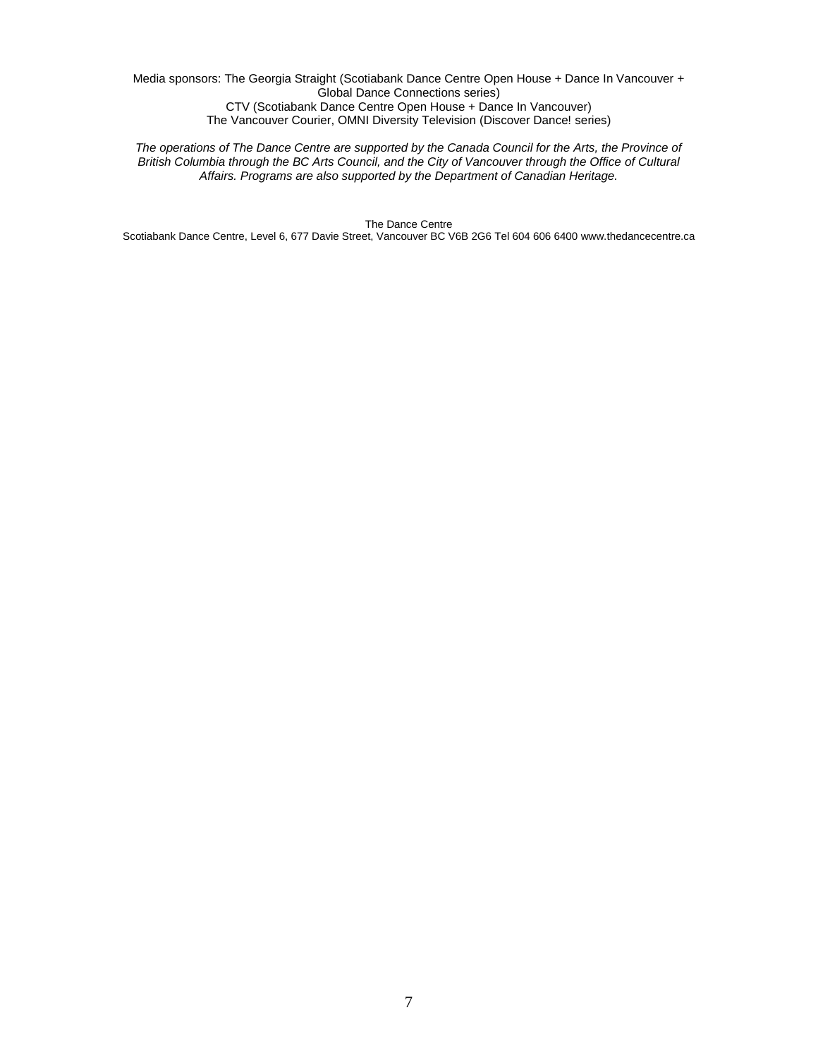Media sponsors: The Georgia Straight (Scotiabank Dance Centre Open House + Dance In Vancouver + Global Dance Connections series)
CTV (Scotiabank Dance Centre Open House + Dance In Vancouver)
The Vancouver Courier, OMNI Diversity Television (Discover Dance! series)

*The operations of The Dance Centre are supported by the Canada Council for the Arts, the Province of British Columbia through the BC Arts Council, and the City of Vancouver through the Office of Cultural Affairs. Programs are also supported by the Department of Canadian Heritage.*

The Dance Centre
Scotiabank Dance Centre, Level 6, 677 Davie Street, Vancouver BC V6B 2G6 Tel 604 606 6400 www.thedancecentre.ca